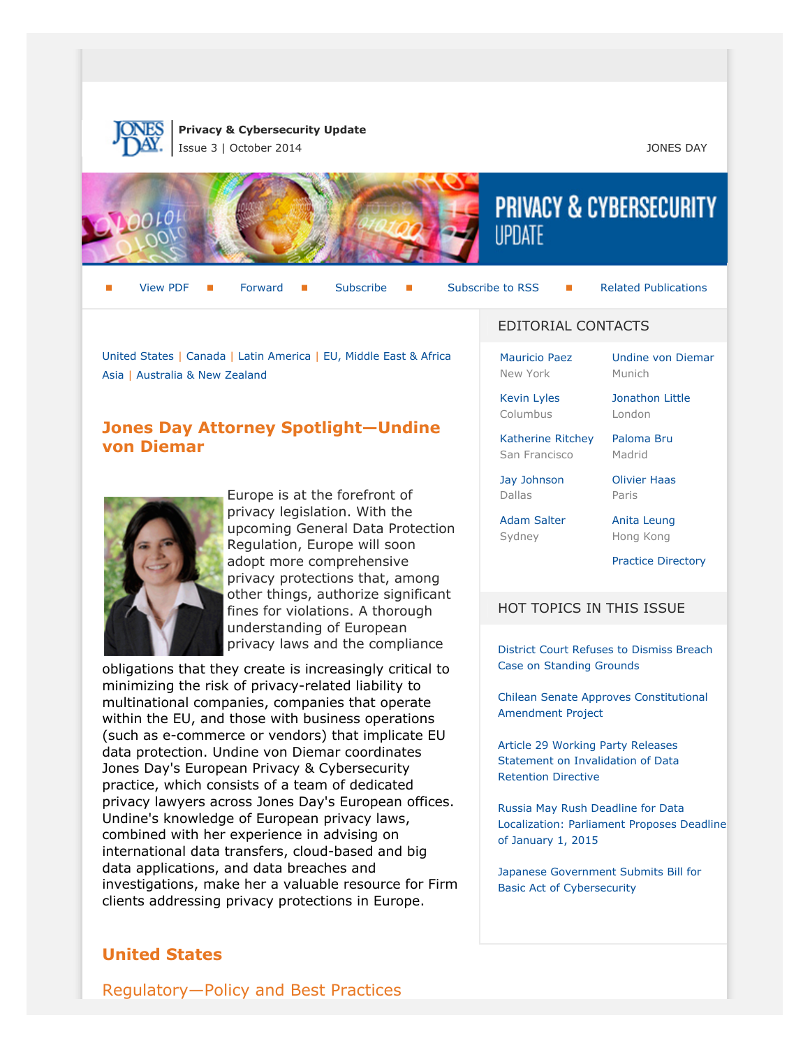**Privacy & Cybersecurity Update**
Issue 3 | October 2014

JONES DAY

View PDF | Forward | Subscribe | Subscribe to RSS | Related Publications

United States | Canada | Latin America | EU, Middle East & Africa
Asia | Australia & New Zealand

## Jones Day Attorney Spotlight—Undine von Diemar

Europe is at the forefront of privacy legislation. With the upcoming General Data Protection Regulation, Europe will soon adopt more comprehensive privacy protections that, among other things, authorize significant fines for violations. A thorough understanding of European privacy laws and the compliance obligations that they create is increasingly critical to minimizing the risk of privacy-related liability to multinational companies, companies that operate within the EU, and those with business operations (such as e-commerce or vendors) that implicate EU data protection. Undine von Diemar coordinates Jones Day's European Privacy & Cybersecurity practice, which consists of a team of dedicated privacy lawyers across Jones Day's European offices. Undine's knowledge of European privacy laws, combined with her experience in advising on international data transfers, cloud-based and big data applications, and data breaches and investigations, make her a valuable resource for Firm clients addressing privacy protections in Europe.

## United States

### Regulatory—Policy and Best Practices

### EDITORIAL CONTACTS

| | |
|---|---|
| Mauricio Paez<br>New York | Undine von Diemar<br>Munich |
| Kevin Lyles<br>Columbus | Jonathon Little<br>London |
| Katherine Ritchey<br>San Francisco | Paloma Bru<br>Madrid |
| Jay Johnson<br>Dallas | Olivier Haas<br>Paris |
| Adam Salter<br>Sydney | Anita Leung<br>Hong Kong |
| | Practice Directory |

### HOT TOPICS IN THIS ISSUE

- District Court Refuses to Dismiss Breach Case on Standing Grounds
- Chilean Senate Approves Constitutional Amendment Project
- Article 29 Working Party Releases Statement on Invalidation of Data Retention Directive
- Russia May Rush Deadline for Data Localization: Parliament Proposes Deadline of January 1, 2015
- Japanese Government Submits Bill for Basic Act of Cybersecurity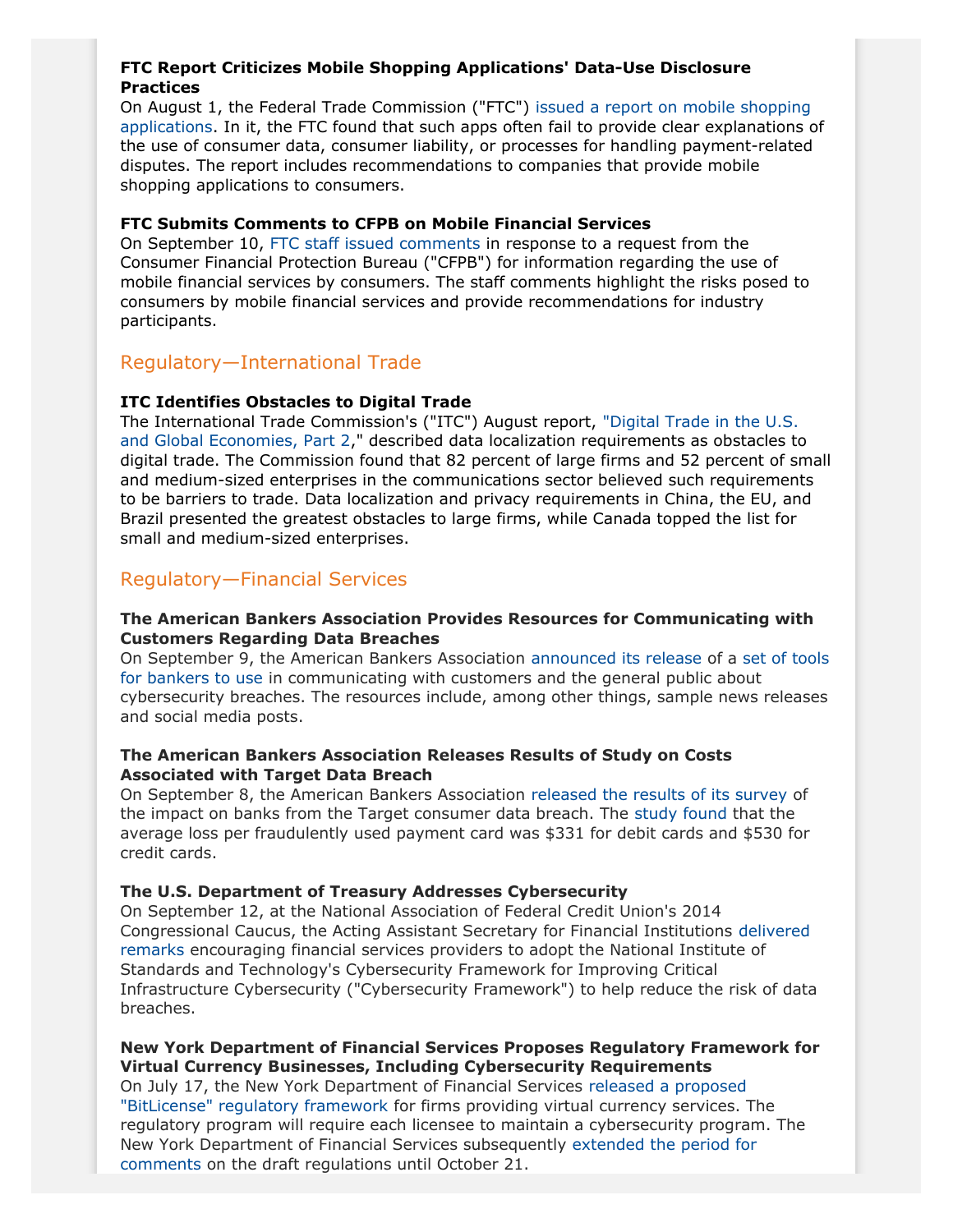**FTC Report Criticizes Mobile Shopping Applications' Data-Use Disclosure Practices**

On August 1, the Federal Trade Commission ("FTC") issued a report on mobile shopping applications. In it, the FTC found that such apps often fail to provide clear explanations of the use of consumer data, consumer liability, or processes for handling payment-related disputes. The report includes recommendations to companies that provide mobile shopping applications to consumers.

**FTC Submits Comments to CFPB on Mobile Financial Services**

On September 10, FTC staff issued comments in response to a request from the Consumer Financial Protection Bureau ("CFPB") for information regarding the use of mobile financial services by consumers. The staff comments highlight the risks posed to consumers by mobile financial services and provide recommendations for industry participants.

## Regulatory—International Trade

**ITC Identifies Obstacles to Digital Trade**

The International Trade Commission's ("ITC") August report, "Digital Trade in the U.S. and Global Economies, Part 2," described data localization requirements as obstacles to digital trade. The Commission found that 82 percent of large firms and 52 percent of small and medium-sized enterprises in the communications sector believed such requirements to be barriers to trade. Data localization and privacy requirements in China, the EU, and Brazil presented the greatest obstacles to large firms, while Canada topped the list for small and medium-sized enterprises.

## Regulatory—Financial Services

**The American Bankers Association Provides Resources for Communicating with Customers Regarding Data Breaches**

On September 9, the American Bankers Association announced its release of a set of tools for bankers to use in communicating with customers and the general public about cybersecurity breaches. The resources include, among other things, sample news releases and social media posts.

**The American Bankers Association Releases Results of Study on Costs Associated with Target Data Breach**

On September 8, the American Bankers Association released the results of its survey of the impact on banks from the Target consumer data breach. The study found that the average loss per fraudulently used payment card was $331 for debit cards and $530 for credit cards.

**The U.S. Department of Treasury Addresses Cybersecurity**

On September 12, at the National Association of Federal Credit Union's 2014 Congressional Caucus, the Acting Assistant Secretary for Financial Institutions delivered remarks encouraging financial services providers to adopt the National Institute of Standards and Technology's Cybersecurity Framework for Improving Critical Infrastructure Cybersecurity ("Cybersecurity Framework") to help reduce the risk of data breaches.

**New York Department of Financial Services Proposes Regulatory Framework for Virtual Currency Businesses, Including Cybersecurity Requirements**

On July 17, the New York Department of Financial Services released a proposed "BitLicense" regulatory framework for firms providing virtual currency services. The regulatory program will require each licensee to maintain a cybersecurity program. The New York Department of Financial Services subsequently extended the period for comments on the draft regulations until October 21.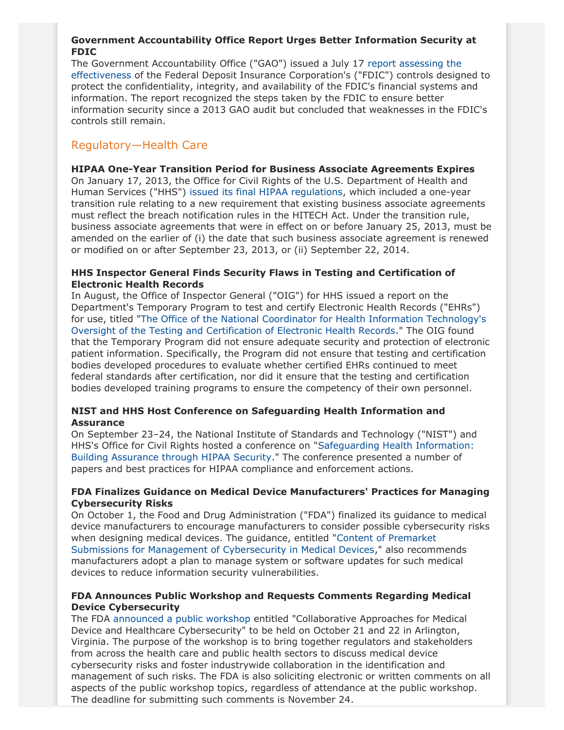**Government Accountability Office Report Urges Better Information Security at FDIC**

The Government Accountability Office ("GAO") issued a July 17 report assessing the effectiveness of the Federal Deposit Insurance Corporation's ("FDIC") controls designed to protect the confidentiality, integrity, and availability of the FDIC's financial systems and information. The report recognized the steps taken by the FDIC to ensure better information security since a 2013 GAO audit but concluded that weaknesses in the FDIC's controls still remain.

## Regulatory—Health Care

**HIPAA One-Year Transition Period for Business Associate Agreements Expires**

On January 17, 2013, the Office for Civil Rights of the U.S. Department of Health and Human Services ("HHS") issued its final HIPAA regulations, which included a one-year transition rule relating to a new requirement that existing business associate agreements must reflect the breach notification rules in the HITECH Act. Under the transition rule, business associate agreements that were in effect on or before January 25, 2013, must be amended on the earlier of (i) the date that such business associate agreement is renewed or modified on or after September 23, 2013, or (ii) September 22, 2014.

**HHS Inspector General Finds Security Flaws in Testing and Certification of Electronic Health Records**

In August, the Office of Inspector General ("OIG") for HHS issued a report on the Department's Temporary Program to test and certify Electronic Health Records ("EHRs") for use, titled "The Office of the National Coordinator for Health Information Technology's Oversight of the Testing and Certification of Electronic Health Records." The OIG found that the Temporary Program did not ensure adequate security and protection of electronic patient information. Specifically, the Program did not ensure that testing and certification bodies developed procedures to evaluate whether certified EHRs continued to meet federal standards after certification, nor did it ensure that the testing and certification bodies developed training programs to ensure the competency of their own personnel.

**NIST and HHS Host Conference on Safeguarding Health Information and Assurance**

On September 23–24, the National Institute of Standards and Technology ("NIST") and HHS's Office for Civil Rights hosted a conference on "Safeguarding Health Information: Building Assurance through HIPAA Security." The conference presented a number of papers and best practices for HIPAA compliance and enforcement actions.

**FDA Finalizes Guidance on Medical Device Manufacturers' Practices for Managing Cybersecurity Risks**

On October 1, the Food and Drug Administration ("FDA") finalized its guidance to medical device manufacturers to encourage manufacturers to consider possible cybersecurity risks when designing medical devices. The guidance, entitled "Content of Premarket Submissions for Management of Cybersecurity in Medical Devices," also recommends manufacturers adopt a plan to manage system or software updates for such medical devices to reduce information security vulnerabilities.

**FDA Announces Public Workshop and Requests Comments Regarding Medical Device Cybersecurity**

The FDA announced a public workshop entitled "Collaborative Approaches for Medical Device and Healthcare Cybersecurity" to be held on October 21 and 22 in Arlington, Virginia. The purpose of the workshop is to bring together regulators and stakeholders from across the health care and public health sectors to discuss medical device cybersecurity risks and foster industrywide collaboration in the identification and management of such risks. The FDA is also soliciting electronic or written comments on all aspects of the public workshop topics, regardless of attendance at the public workshop. The deadline for submitting such comments is November 24.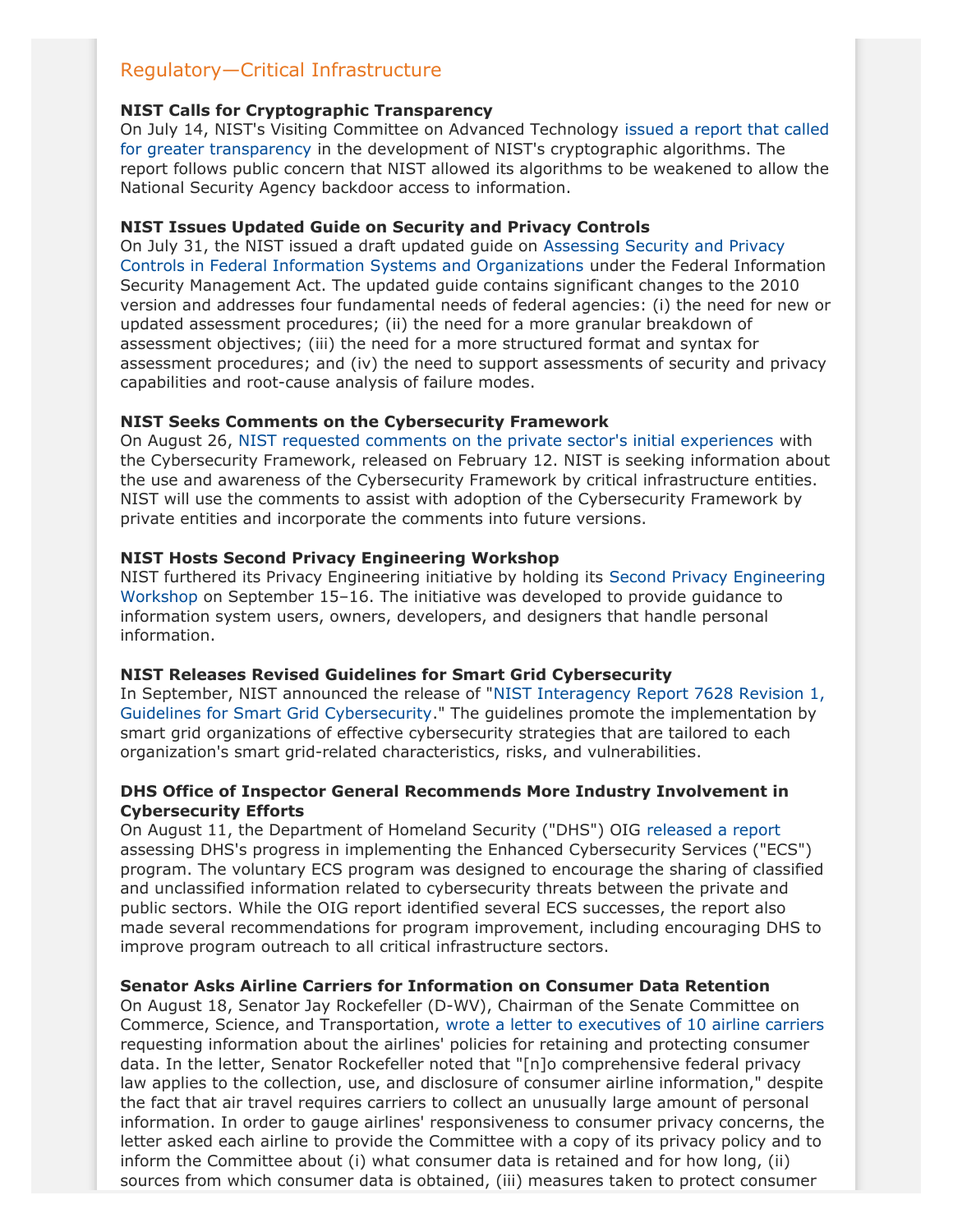## Regulatory—Critical Infrastructure

**NIST Calls for Cryptographic Transparency**
On July 14, NIST's Visiting Committee on Advanced Technology issued a report that called for greater transparency in the development of NIST's cryptographic algorithms. The report follows public concern that NIST allowed its algorithms to be weakened to allow the National Security Agency backdoor access to information.

**NIST Issues Updated Guide on Security and Privacy Controls**
On July 31, the NIST issued a draft updated guide on Assessing Security and Privacy Controls in Federal Information Systems and Organizations under the Federal Information Security Management Act. The updated guide contains significant changes to the 2010 version and addresses four fundamental needs of federal agencies: (i) the need for new or updated assessment procedures; (ii) the need for a more granular breakdown of assessment objectives; (iii) the need for a more structured format and syntax for assessment procedures; and (iv) the need to support assessments of security and privacy capabilities and root-cause analysis of failure modes.

**NIST Seeks Comments on the Cybersecurity Framework**
On August 26, NIST requested comments on the private sector's initial experiences with the Cybersecurity Framework, released on February 12. NIST is seeking information about the use and awareness of the Cybersecurity Framework by critical infrastructure entities. NIST will use the comments to assist with adoption of the Cybersecurity Framework by private entities and incorporate the comments into future versions.

**NIST Hosts Second Privacy Engineering Workshop**
NIST furthered its Privacy Engineering initiative by holding its Second Privacy Engineering Workshop on September 15–16. The initiative was developed to provide guidance to information system users, owners, developers, and designers that handle personal information.

**NIST Releases Revised Guidelines for Smart Grid Cybersecurity**
In September, NIST announced the release of "NIST Interagency Report 7628 Revision 1, Guidelines for Smart Grid Cybersecurity." The guidelines promote the implementation by smart grid organizations of effective cybersecurity strategies that are tailored to each organization's smart grid-related characteristics, risks, and vulnerabilities.

**DHS Office of Inspector General Recommends More Industry Involvement in Cybersecurity Efforts**
On August 11, the Department of Homeland Security ("DHS") OIG released a report assessing DHS's progress in implementing the Enhanced Cybersecurity Services ("ECS") program. The voluntary ECS program was designed to encourage the sharing of classified and unclassified information related to cybersecurity threats between the private and public sectors. While the OIG report identified several ECS successes, the report also made several recommendations for program improvement, including encouraging DHS to improve program outreach to all critical infrastructure sectors.

**Senator Asks Airline Carriers for Information on Consumer Data Retention**
On August 18, Senator Jay Rockefeller (D-WV), Chairman of the Senate Committee on Commerce, Science, and Transportation, wrote a letter to executives of 10 airline carriers requesting information about the airlines' policies for retaining and protecting consumer data. In the letter, Senator Rockefeller noted that "[n]o comprehensive federal privacy law applies to the collection, use, and disclosure of consumer airline information," despite the fact that air travel requires carriers to collect an unusually large amount of personal information. In order to gauge airlines' responsiveness to consumer privacy concerns, the letter asked each airline to provide the Committee with a copy of its privacy policy and to inform the Committee about (i) what consumer data is retained and for how long, (ii) sources from which consumer data is obtained, (iii) measures taken to protect consumer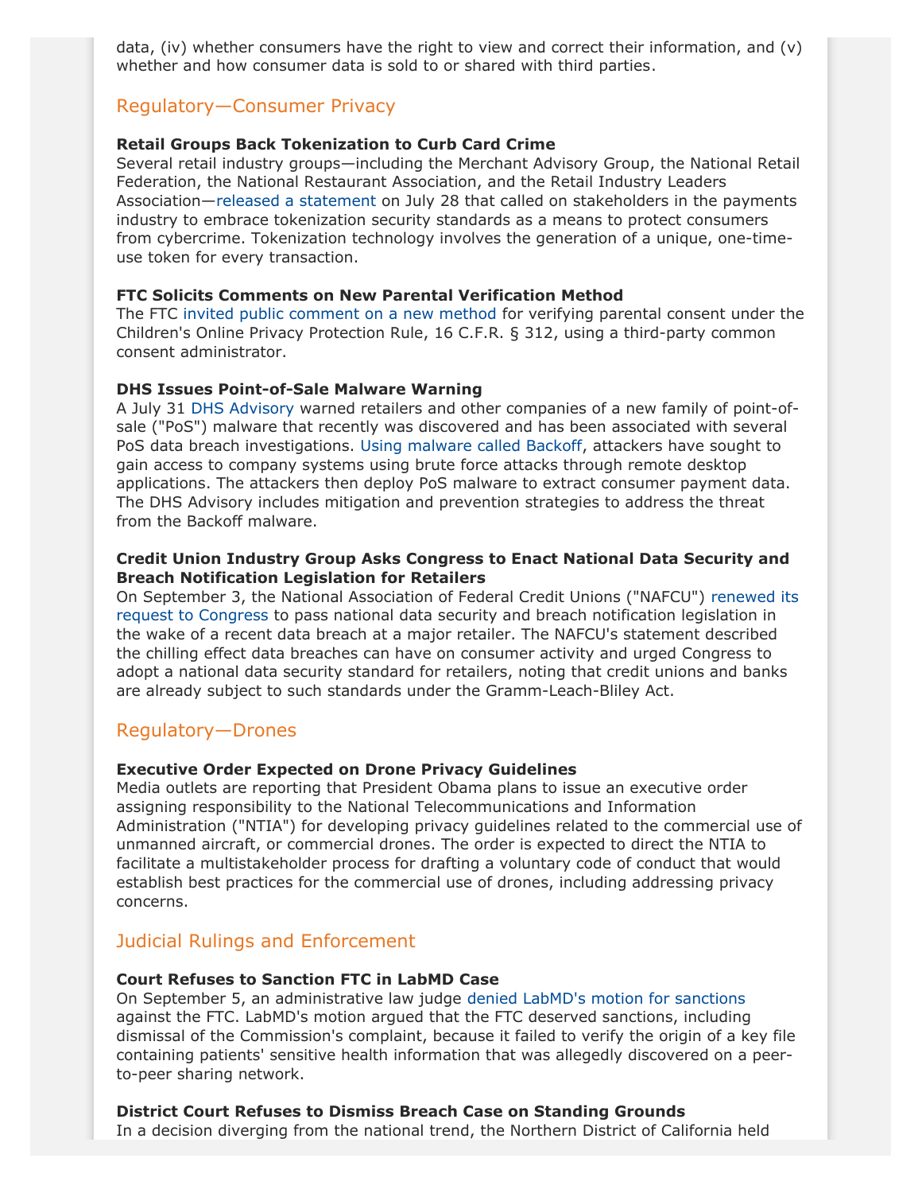data, (iv) whether consumers have the right to view and correct their information, and (v) whether and how consumer data is sold to or shared with third parties.

## Regulatory—Consumer Privacy

**Retail Groups Back Tokenization to Curb Card Crime**

Several retail industry groups—including the Merchant Advisory Group, the National Retail Federation, the National Restaurant Association, and the Retail Industry Leaders Association—released a statement on July 28 that called on stakeholders in the payments industry to embrace tokenization security standards as a means to protect consumers from cybercrime. Tokenization technology involves the generation of a unique, one-time-use token for every transaction.

**FTC Solicits Comments on New Parental Verification Method**

The FTC invited public comment on a new method for verifying parental consent under the Children's Online Privacy Protection Rule, 16 C.F.R. § 312, using a third-party common consent administrator.

**DHS Issues Point-of-Sale Malware Warning**

A July 31 DHS Advisory warned retailers and other companies of a new family of point-of-sale ("PoS") malware that recently was discovered and has been associated with several PoS data breach investigations. Using malware called Backoff, attackers have sought to gain access to company systems using brute force attacks through remote desktop applications. The attackers then deploy PoS malware to extract consumer payment data. The DHS Advisory includes mitigation and prevention strategies to address the threat from the Backoff malware.

**Credit Union Industry Group Asks Congress to Enact National Data Security and Breach Notification Legislation for Retailers**

On September 3, the National Association of Federal Credit Unions ("NAFCU") renewed its request to Congress to pass national data security and breach notification legislation in the wake of a recent data breach at a major retailer. The NAFCU's statement described the chilling effect data breaches can have on consumer activity and urged Congress to adopt a national data security standard for retailers, noting that credit unions and banks are already subject to such standards under the Gramm-Leach-Bliley Act.

## Regulatory—Drones

**Executive Order Expected on Drone Privacy Guidelines**

Media outlets are reporting that President Obama plans to issue an executive order assigning responsibility to the National Telecommunications and Information Administration ("NTIA") for developing privacy guidelines related to the commercial use of unmanned aircraft, or commercial drones. The order is expected to direct the NTIA to facilitate a multistakeholder process for drafting a voluntary code of conduct that would establish best practices for the commercial use of drones, including addressing privacy concerns.

## Judicial Rulings and Enforcement

**Court Refuses to Sanction FTC in LabMD Case**

On September 5, an administrative law judge denied LabMD's motion for sanctions against the FTC. LabMD's motion argued that the FTC deserved sanctions, including dismissal of the Commission's complaint, because it failed to verify the origin of a key file containing patients' sensitive health information that was allegedly discovered on a peer-to-peer sharing network.

**District Court Refuses to Dismiss Breach Case on Standing Grounds**

In a decision diverging from the national trend, the Northern District of California held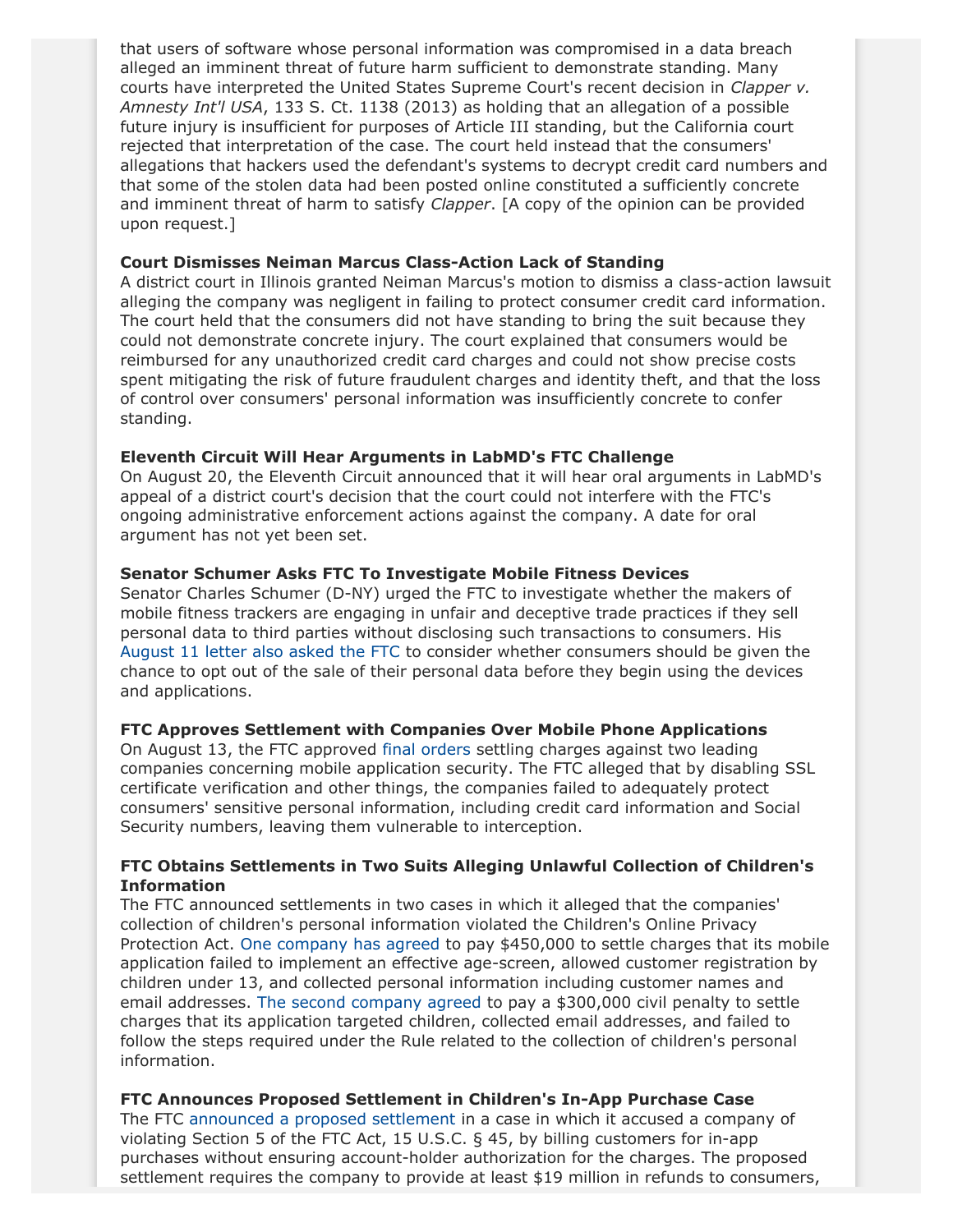that users of software whose personal information was compromised in a data breach alleged an imminent threat of future harm sufficient to demonstrate standing. Many courts have interpreted the United States Supreme Court's recent decision in *Clapper v. Amnesty Int'l USA*, 133 S. Ct. 1138 (2013) as holding that an allegation of a possible future injury is insufficient for purposes of Article III standing, but the California court rejected that interpretation of the case. The court held instead that the consumers' allegations that hackers used the defendant's systems to decrypt credit card numbers and that some of the stolen data had been posted online constituted a sufficiently concrete and imminent threat of harm to satisfy *Clapper*. [A copy of the opinion can be provided upon request.]

**Court Dismisses Neiman Marcus Class-Action Lack of Standing**

A district court in Illinois granted Neiman Marcus's motion to dismiss a class-action lawsuit alleging the company was negligent in failing to protect consumer credit card information. The court held that the consumers did not have standing to bring the suit because they could not demonstrate concrete injury. The court explained that consumers would be reimbursed for any unauthorized credit card charges and could not show precise costs spent mitigating the risk of future fraudulent charges and identity theft, and that the loss of control over consumers' personal information was insufficiently concrete to confer standing.

**Eleventh Circuit Will Hear Arguments in LabMD's FTC Challenge**

On August 20, the Eleventh Circuit announced that it will hear oral arguments in LabMD's appeal of a district court's decision that the court could not interfere with the FTC's ongoing administrative enforcement actions against the company. A date for oral argument has not yet been set.

**Senator Schumer Asks FTC To Investigate Mobile Fitness Devices**

Senator Charles Schumer (D-NY) urged the FTC to investigate whether the makers of mobile fitness trackers are engaging in unfair and deceptive trade practices if they sell personal data to third parties without disclosing such transactions to consumers. His August 11 letter also asked the FTC to consider whether consumers should be given the chance to opt out of the sale of their personal data before they begin using the devices and applications.

**FTC Approves Settlement with Companies Over Mobile Phone Applications**

On August 13, the FTC approved final orders settling charges against two leading companies concerning mobile application security. The FTC alleged that by disabling SSL certificate verification and other things, the companies failed to adequately protect consumers' sensitive personal information, including credit card information and Social Security numbers, leaving them vulnerable to interception.

**FTC Obtains Settlements in Two Suits Alleging Unlawful Collection of Children's Information**

The FTC announced settlements in two cases in which it alleged that the companies' collection of children's personal information violated the Children's Online Privacy Protection Act. One company has agreed to pay $450,000 to settle charges that its mobile application failed to implement an effective age-screen, allowed customer registration by children under 13, and collected personal information including customer names and email addresses. The second company agreed to pay a $300,000 civil penalty to settle charges that its application targeted children, collected email addresses, and failed to follow the steps required under the Rule related to the collection of children's personal information.

**FTC Announces Proposed Settlement in Children's In-App Purchase Case**

The FTC announced a proposed settlement in a case in which it accused a company of violating Section 5 of the FTC Act, 15 U.S.C. § 45, by billing customers for in-app purchases without ensuring account-holder authorization for the charges. The proposed settlement requires the company to provide at least $19 million in refunds to consumers,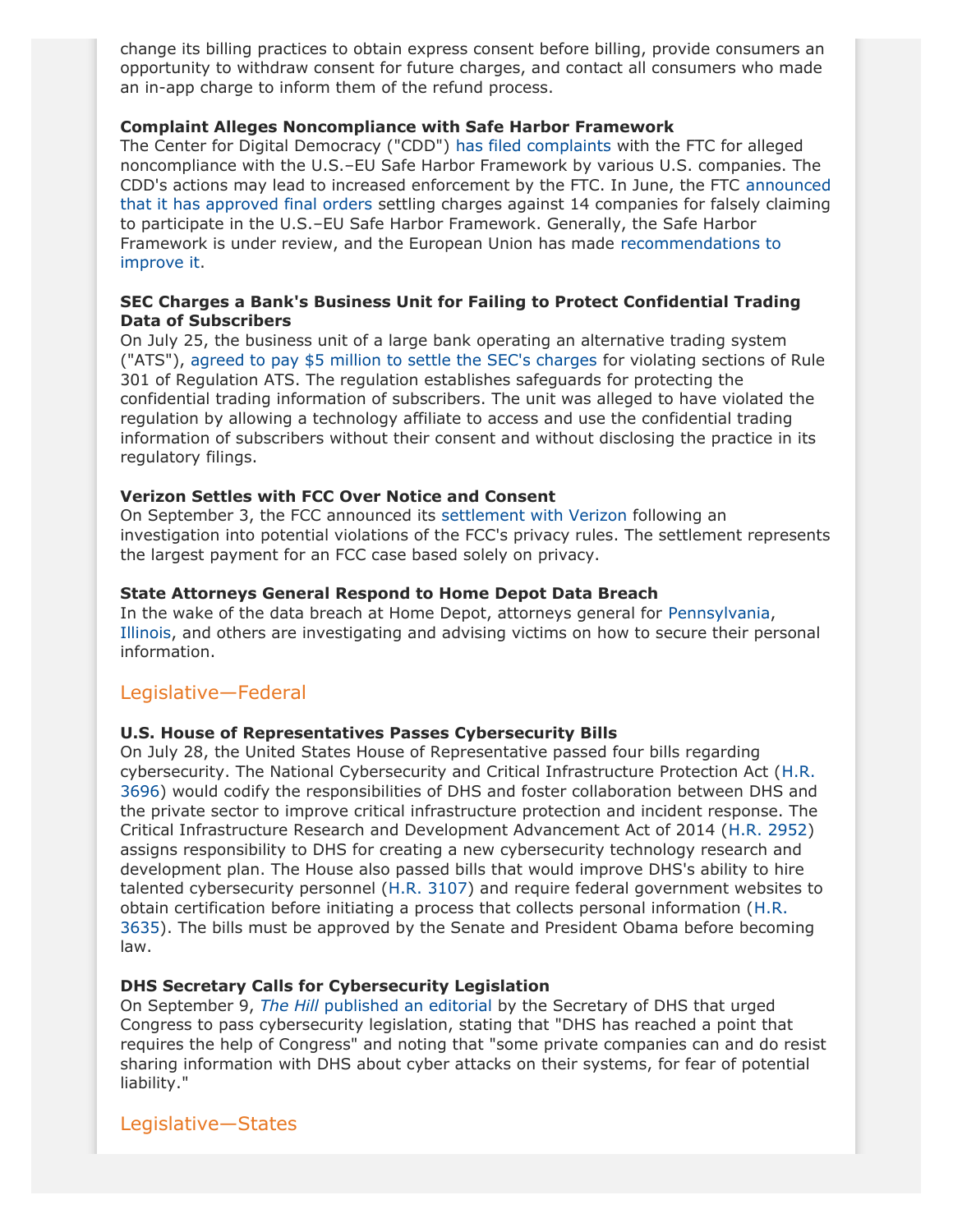change its billing practices to obtain express consent before billing, provide consumers an opportunity to withdraw consent for future charges, and contact all consumers who made an in-app charge to inform them of the refund process.

**Complaint Alleges Noncompliance with Safe Harbor Framework**
The Center for Digital Democracy ("CDD") has filed complaints with the FTC for alleged noncompliance with the U.S.–EU Safe Harbor Framework by various U.S. companies. The CDD's actions may lead to increased enforcement by the FTC. In June, the FTC announced that it has approved final orders settling charges against 14 companies for falsely claiming to participate in the U.S.–EU Safe Harbor Framework. Generally, the Safe Harbor Framework is under review, and the European Union has made recommendations to improve it.

**SEC Charges a Bank's Business Unit for Failing to Protect Confidential Trading Data of Subscribers**
On July 25, the business unit of a large bank operating an alternative trading system ("ATS"), agreed to pay $5 million to settle the SEC's charges for violating sections of Rule 301 of Regulation ATS. The regulation establishes safeguards for protecting the confidential trading information of subscribers. The unit was alleged to have violated the regulation by allowing a technology affiliate to access and use the confidential trading information of subscribers without their consent and without disclosing the practice in its regulatory filings.

**Verizon Settles with FCC Over Notice and Consent**
On September 3, the FCC announced its settlement with Verizon following an investigation into potential violations of the FCC's privacy rules. The settlement represents the largest payment for an FCC case based solely on privacy.

**State Attorneys General Respond to Home Depot Data Breach**
In the wake of the data breach at Home Depot, attorneys general for Pennsylvania, Illinois, and others are investigating and advising victims on how to secure their personal information.

## Legislative—Federal

**U.S. House of Representatives Passes Cybersecurity Bills**
On July 28, the United States House of Representative passed four bills regarding cybersecurity. The National Cybersecurity and Critical Infrastructure Protection Act (H.R. 3696) would codify the responsibilities of DHS and foster collaboration between DHS and the private sector to improve critical infrastructure protection and incident response. The Critical Infrastructure Research and Development Advancement Act of 2014 (H.R. 2952) assigns responsibility to DHS for creating a new cybersecurity technology research and development plan. The House also passed bills that would improve DHS's ability to hire talented cybersecurity personnel (H.R. 3107) and require federal government websites to obtain certification before initiating a process that collects personal information (H.R. 3635). The bills must be approved by the Senate and President Obama before becoming law.

**DHS Secretary Calls for Cybersecurity Legislation**
On September 9, *The Hill* published an editorial by the Secretary of DHS that urged Congress to pass cybersecurity legislation, stating that "DHS has reached a point that requires the help of Congress" and noting that "some private companies can and do resist sharing information with DHS about cyber attacks on their systems, for fear of potential liability."

## Legislative—States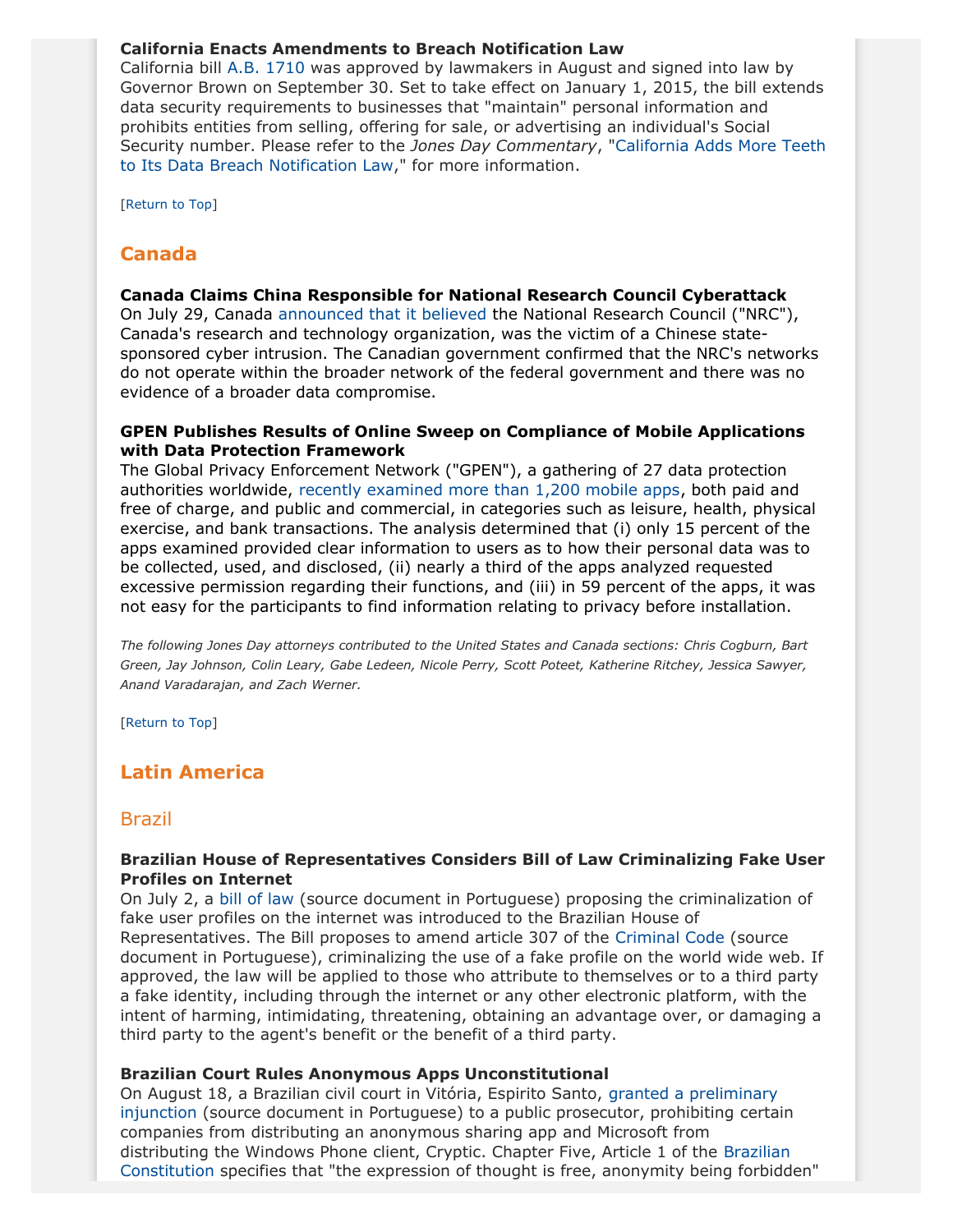**California Enacts Amendments to Breach Notification Law**
California bill A.B. 1710 was approved by lawmakers in August and signed into law by Governor Brown on September 30. Set to take effect on January 1, 2015, the bill extends data security requirements to businesses that "maintain" personal information and prohibits entities from selling, offering for sale, or advertising an individual's Social Security number. Please refer to the *Jones Day Commentary*, "California Adds More Teeth to Its Data Breach Notification Law," for more information.

[Return to Top]

## Canada

**Canada Claims China Responsible for National Research Council Cyberattack**
On July 29, Canada announced that it believed the National Research Council ("NRC"), Canada's research and technology organization, was the victim of a Chinese state-sponsored cyber intrusion. The Canadian government confirmed that the NRC's networks do not operate within the broader network of the federal government and there was no evidence of a broader data compromise.

**GPEN Publishes Results of Online Sweep on Compliance of Mobile Applications with Data Protection Framework**
The Global Privacy Enforcement Network ("GPEN"), a gathering of 27 data protection authorities worldwide, recently examined more than 1,200 mobile apps, both paid and free of charge, and public and commercial, in categories such as leisure, health, physical exercise, and bank transactions. The analysis determined that (i) only 15 percent of the apps examined provided clear information to users as to how their personal data was to be collected, used, and disclosed, (ii) nearly a third of the apps analyzed requested excessive permission regarding their functions, and (iii) in 59 percent of the apps, it was not easy for the participants to find information relating to privacy before installation.

*The following Jones Day attorneys contributed to the United States and Canada sections: Chris Cogburn, Bart Green, Jay Johnson, Colin Leary, Gabe Ledeen, Nicole Perry, Scott Poteet, Katherine Ritchey, Jessica Sawyer, Anand Varadarajan, and Zach Werner.*

[Return to Top]

## Latin America

### Brazil

**Brazilian House of Representatives Considers Bill of Law Criminalizing Fake User Profiles on Internet**
On July 2, a bill of law (source document in Portuguese) proposing the criminalization of fake user profiles on the internet was introduced to the Brazilian House of Representatives. The Bill proposes to amend article 307 of the Criminal Code (source document in Portuguese), criminalizing the use of a fake profile on the world wide web. If approved, the law will be applied to those who attribute to themselves or to a third party a fake identity, including through the internet or any other electronic platform, with the intent of harming, intimidating, threatening, obtaining an advantage over, or damaging a third party to the agent's benefit or the benefit of a third party.

**Brazilian Court Rules Anonymous Apps Unconstitutional**
On August 18, a Brazilian civil court in Vitória, Espirito Santo, granted a preliminary injunction (source document in Portuguese) to a public prosecutor, prohibiting certain companies from distributing an anonymous sharing app and Microsoft from distributing the Windows Phone client, Cryptic. Chapter Five, Article 1 of the Brazilian Constitution specifies that "the expression of thought is free, anonymity being forbidden"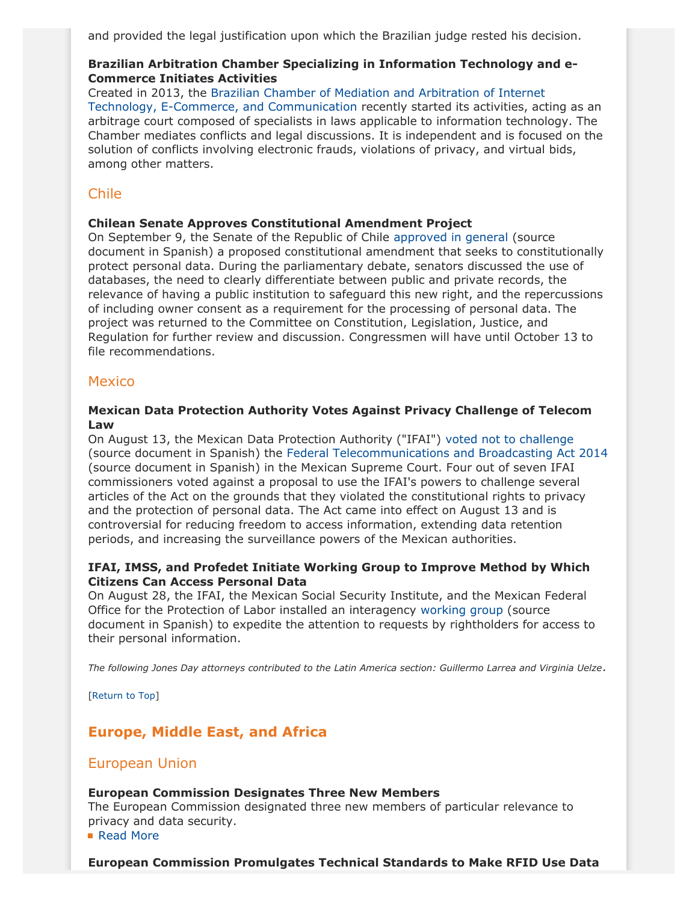and provided the legal justification upon which the Brazilian judge rested his decision.

**Brazilian Arbitration Chamber Specializing in Information Technology and e-Commerce Initiates Activities**
Created in 2013, the Brazilian Chamber of Mediation and Arbitration of Internet Technology, E-Commerce, and Communication recently started its activities, acting as an arbitrage court composed of specialists in laws applicable to information technology. The Chamber mediates conflicts and legal discussions. It is independent and is focused on the solution of conflicts involving electronic frauds, violations of privacy, and virtual bids, among other matters.

### Chile

**Chilean Senate Approves Constitutional Amendment Project**
On September 9, the Senate of the Republic of Chile approved in general (source document in Spanish) a proposed constitutional amendment that seeks to constitutionally protect personal data. During the parliamentary debate, senators discussed the use of databases, the need to clearly differentiate between public and private records, the relevance of having a public institution to safeguard this new right, and the repercussions of including owner consent as a requirement for the processing of personal data. The project was returned to the Committee on Constitution, Legislation, Justice, and Regulation for further review and discussion. Congressmen will have until October 13 to file recommendations.

### Mexico

**Mexican Data Protection Authority Votes Against Privacy Challenge of Telecom Law**
On August 13, the Mexican Data Protection Authority ("IFAI") voted not to challenge (source document in Spanish) the Federal Telecommunications and Broadcasting Act 2014 (source document in Spanish) in the Mexican Supreme Court. Four out of seven IFAI commissioners voted against a proposal to use the IFAI's powers to challenge several articles of the Act on the grounds that they violated the constitutional rights to privacy and the protection of personal data. The Act came into effect on August 13 and is controversial for reducing freedom to access information, extending data retention periods, and increasing the surveillance powers of the Mexican authorities.

**IFAI, IMSS, and Profedet Initiate Working Group to Improve Method by Which Citizens Can Access Personal Data**
On August 28, the IFAI, the Mexican Social Security Institute, and the Mexican Federal Office for the Protection of Labor installed an interagency working group (source document in Spanish) to expedite the attention to requests by rightholders for access to their personal information.

*The following Jones Day attorneys contributed to the Latin America section: Guillermo Larrea and Virginia Uelze*.

[Return to Top]

## Europe, Middle East, and Africa

### European Union

**European Commission Designates Three New Members**
The European Commission designated three new members of particular relevance to privacy and data security.
- Read More

**European Commission Promulgates Technical Standards to Make RFID Use Data**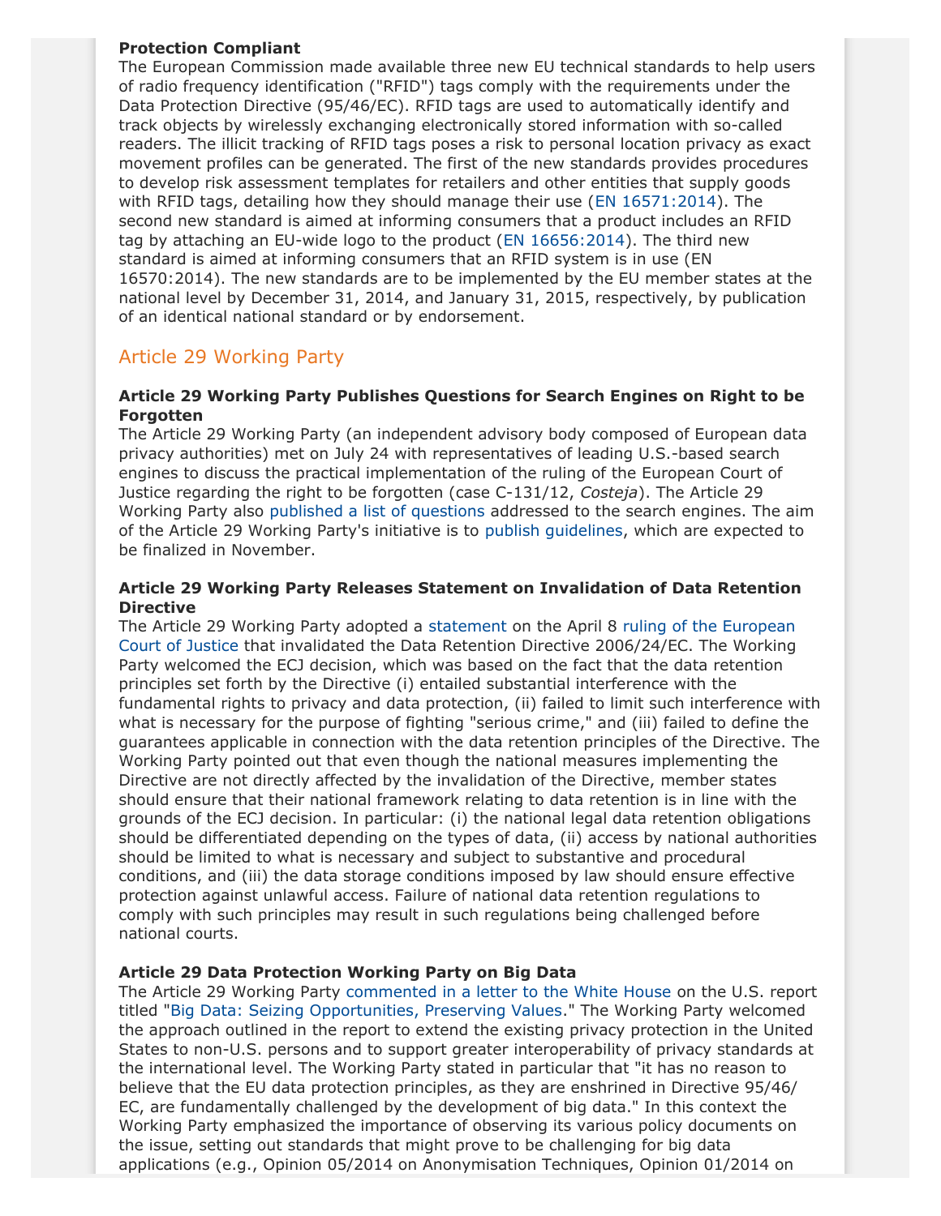**Protection Compliant**

The European Commission made available three new EU technical standards to help users of radio frequency identification ("RFID") tags comply with the requirements under the Data Protection Directive (95/46/EC). RFID tags are used to automatically identify and track objects by wirelessly exchanging electronically stored information with so-called readers. The illicit tracking of RFID tags poses a risk to personal location privacy as exact movement profiles can be generated. The first of the new standards provides procedures to develop risk assessment templates for retailers and other entities that supply goods with RFID tags, detailing how they should manage their use (EN 16571:2014). The second new standard is aimed at informing consumers that a product includes an RFID tag by attaching an EU-wide logo to the product (EN 16656:2014). The third new standard is aimed at informing consumers that an RFID system is in use (EN 16570:2014). The new standards are to be implemented by the EU member states at the national level by December 31, 2014, and January 31, 2015, respectively, by publication of an identical national standard or by endorsement.

## Article 29 Working Party

**Article 29 Working Party Publishes Questions for Search Engines on Right to be Forgotten**

The Article 29 Working Party (an independent advisory body composed of European data privacy authorities) met on July 24 with representatives of leading U.S.-based search engines to discuss the practical implementation of the ruling of the European Court of Justice regarding the right to be forgotten (case C-131/12, *Costeja*). The Article 29 Working Party also published a list of questions addressed to the search engines. The aim of the Article 29 Working Party's initiative is to publish guidelines, which are expected to be finalized in November.

**Article 29 Working Party Releases Statement on Invalidation of Data Retention Directive**

The Article 29 Working Party adopted a statement on the April 8 ruling of the European Court of Justice that invalidated the Data Retention Directive 2006/24/EC. The Working Party welcomed the ECJ decision, which was based on the fact that the data retention principles set forth by the Directive (i) entailed substantial interference with the fundamental rights to privacy and data protection, (ii) failed to limit such interference with what is necessary for the purpose of fighting "serious crime," and (iii) failed to define the guarantees applicable in connection with the data retention principles of the Directive. The Working Party pointed out that even though the national measures implementing the Directive are not directly affected by the invalidation of the Directive, member states should ensure that their national framework relating to data retention is in line with the grounds of the ECJ decision. In particular: (i) the national legal data retention obligations should be differentiated depending on the types of data, (ii) access by national authorities should be limited to what is necessary and subject to substantive and procedural conditions, and (iii) the data storage conditions imposed by law should ensure effective protection against unlawful access. Failure of national data retention regulations to comply with such principles may result in such regulations being challenged before national courts.

**Article 29 Data Protection Working Party on Big Data**

The Article 29 Working Party commented in a letter to the White House on the U.S. report titled "Big Data: Seizing Opportunities, Preserving Values." The Working Party welcomed the approach outlined in the report to extend the existing privacy protection in the United States to non-U.S. persons and to support greater interoperability of privacy standards at the international level. The Working Party stated in particular that "it has no reason to believe that the EU data protection principles, as they are enshrined in Directive 95/46/EC, are fundamentally challenged by the development of big data." In this context the Working Party emphasized the importance of observing its various policy documents on the issue, setting out standards that might prove to be challenging for big data applications (e.g., Opinion 05/2014 on Anonymisation Techniques, Opinion 01/2014 on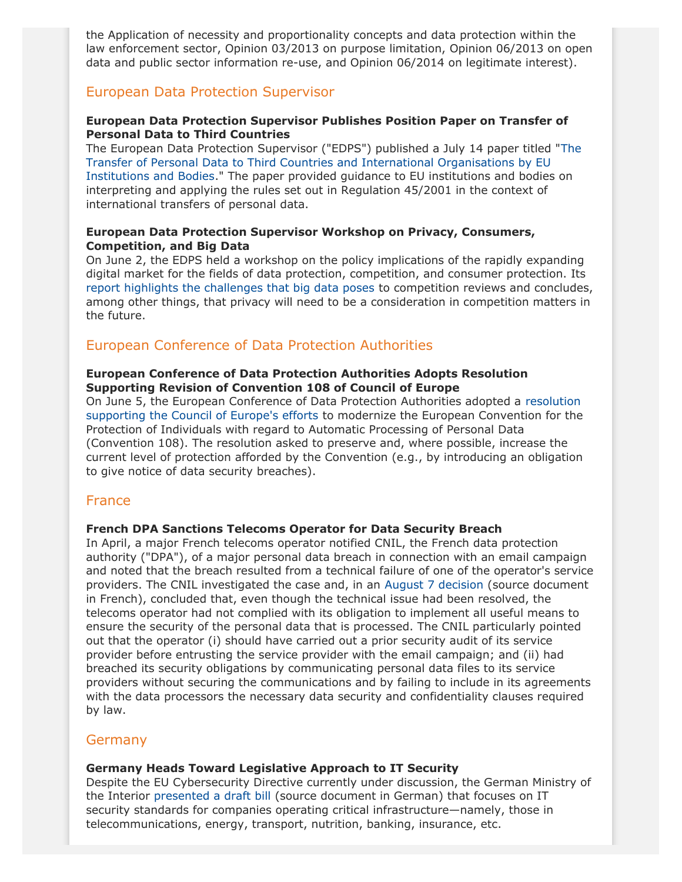the Application of necessity and proportionality concepts and data protection within the law enforcement sector, Opinion 03/2013 on purpose limitation, Opinion 06/2013 on open data and public sector information re-use, and Opinion 06/2014 on legitimate interest).

## European Data Protection Supervisor

**European Data Protection Supervisor Publishes Position Paper on Transfer of Personal Data to Third Countries**

The European Data Protection Supervisor ("EDPS") published a July 14 paper titled "The Transfer of Personal Data to Third Countries and International Organisations by EU Institutions and Bodies." The paper provided guidance to EU institutions and bodies on interpreting and applying the rules set out in Regulation 45/2001 in the context of international transfers of personal data.

**European Data Protection Supervisor Workshop on Privacy, Consumers, Competition, and Big Data**

On June 2, the EDPS held a workshop on the policy implications of the rapidly expanding digital market for the fields of data protection, competition, and consumer protection. Its report highlights the challenges that big data poses to competition reviews and concludes, among other things, that privacy will need to be a consideration in competition matters in the future.

## European Conference of Data Protection Authorities

**European Conference of Data Protection Authorities Adopts Resolution Supporting Revision of Convention 108 of Council of Europe**

On June 5, the European Conference of Data Protection Authorities adopted a resolution supporting the Council of Europe's efforts to modernize the European Convention for the Protection of Individuals with regard to Automatic Processing of Personal Data (Convention 108). The resolution asked to preserve and, where possible, increase the current level of protection afforded by the Convention (e.g., by introducing an obligation to give notice of data security breaches).

## France

**French DPA Sanctions Telecoms Operator for Data Security Breach**

In April, a major French telecoms operator notified CNIL, the French data protection authority ("DPA"), of a major personal data breach in connection with an email campaign and noted that the breach resulted from a technical failure of one of the operator's service providers. The CNIL investigated the case and, in an August 7 decision (source document in French), concluded that, even though the technical issue had been resolved, the telecoms operator had not complied with its obligation to implement all useful means to ensure the security of the personal data that is processed. The CNIL particularly pointed out that the operator (i) should have carried out a prior security audit of its service provider before entrusting the service provider with the email campaign; and (ii) had breached its security obligations by communicating personal data files to its service providers without securing the communications and by failing to include in its agreements with the data processors the necessary data security and confidentiality clauses required by law.

## Germany

**Germany Heads Toward Legislative Approach to IT Security**

Despite the EU Cybersecurity Directive currently under discussion, the German Ministry of the Interior presented a draft bill (source document in German) that focuses on IT security standards for companies operating critical infrastructure—namely, those in telecommunications, energy, transport, nutrition, banking, insurance, etc.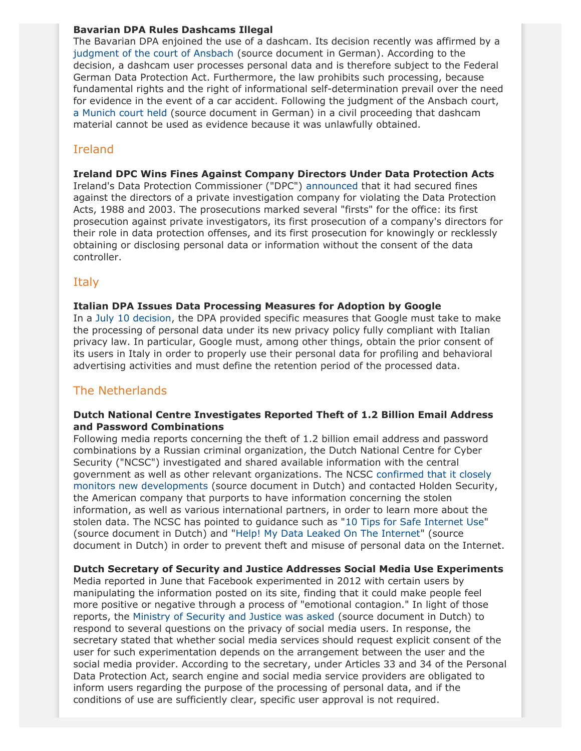**Bavarian DPA Rules Dashcams Illegal**
The Bavarian DPA enjoined the use of a dashcam. Its decision recently was affirmed by a judgment of the court of Ansbach (source document in German). According to the decision, a dashcam user processes personal data and is therefore subject to the Federal German Data Protection Act. Furthermore, the law prohibits such processing, because fundamental rights and the right of informational self-determination prevail over the need for evidence in the event of a car accident. Following the judgment of the Ansbach court, a Munich court held (source document in German) in a civil proceeding that dashcam material cannot be used as evidence because it was unlawfully obtained.

## Ireland

**Ireland DPC Wins Fines Against Company Directors Under Data Protection Acts**
Ireland's Data Protection Commissioner ("DPC") announced that it had secured fines against the directors of a private investigation company for violating the Data Protection Acts, 1988 and 2003. The prosecutions marked several "firsts" for the office: its first prosecution against private investigators, its first prosecution of a company's directors for their role in data protection offenses, and its first prosecution for knowingly or recklessly obtaining or disclosing personal data or information without the consent of the data controller.

## Italy

**Italian DPA Issues Data Processing Measures for Adoption by Google**
In a July 10 decision, the DPA provided specific measures that Google must take to make the processing of personal data under its new privacy policy fully compliant with Italian privacy law. In particular, Google must, among other things, obtain the prior consent of its users in Italy in order to properly use their personal data for profiling and behavioral advertising activities and must define the retention period of the processed data.

## The Netherlands

**Dutch National Centre Investigates Reported Theft of 1.2 Billion Email Address and Password Combinations**
Following media reports concerning the theft of 1.2 billion email address and password combinations by a Russian criminal organization, the Dutch National Centre for Cyber Security ("NCSC") investigated and shared available information with the central government as well as other relevant organizations. The NCSC confirmed that it closely monitors new developments (source document in Dutch) and contacted Holden Security, the American company that purports to have information concerning the stolen information, as well as various international partners, in order to learn more about the stolen data. The NCSC has pointed to guidance such as "10 Tips for Safe Internet Use" (source document in Dutch) and "Help! My Data Leaked On The Internet" (source document in Dutch) in order to prevent theft and misuse of personal data on the Internet.

**Dutch Secretary of Security and Justice Addresses Social Media Use Experiments**
Media reported in June that Facebook experimented in 2012 with certain users by manipulating the information posted on its site, finding that it could make people feel more positive or negative through a process of "emotional contagion." In light of those reports, the Ministry of Security and Justice was asked (source document in Dutch) to respond to several questions on the privacy of social media users. In response, the secretary stated that whether social media services should request explicit consent of the user for such experimentation depends on the arrangement between the user and the social media provider. According to the secretary, under Articles 33 and 34 of the Personal Data Protection Act, search engine and social media service providers are obligated to inform users regarding the purpose of the processing of personal data, and if the conditions of use are sufficiently clear, specific user approval is not required.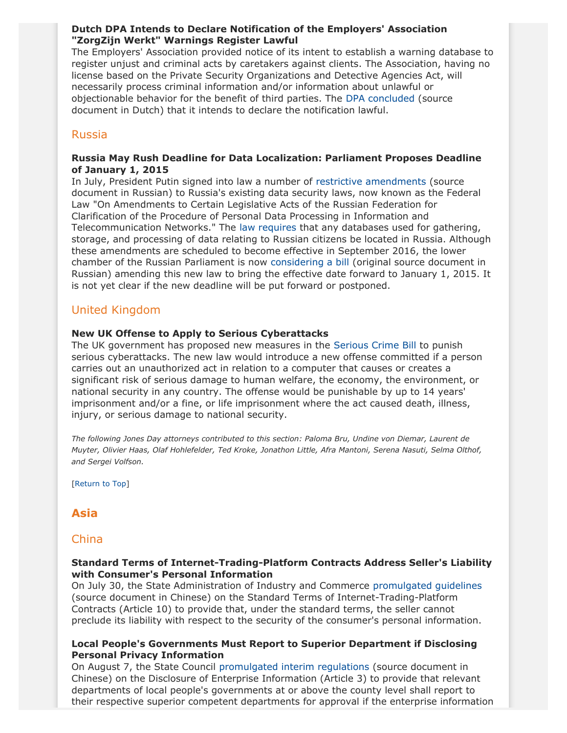**Dutch DPA Intends to Declare Notification of the Employers' Association "ZorgZijn Werkt" Warnings Register Lawful**
The Employers' Association provided notice of its intent to establish a warning database to register unjust and criminal acts by caretakers against clients. The Association, having no license based on the Private Security Organizations and Detective Agencies Act, will necessarily process criminal information and/or information about unlawful or objectionable behavior for the benefit of third parties. The DPA concluded (source document in Dutch) that it intends to declare the notification lawful.

## Russia

**Russia May Rush Deadline for Data Localization: Parliament Proposes Deadline of January 1, 2015**
In July, President Putin signed into law a number of restrictive amendments (source document in Russian) to Russia's existing data security laws, now known as the Federal Law "On Amendments to Certain Legislative Acts of the Russian Federation for Clarification of the Procedure of Personal Data Processing in Information and Telecommunication Networks." The law requires that any databases used for gathering, storage, and processing of data relating to Russian citizens be located in Russia. Although these amendments are scheduled to become effective in September 2016, the lower chamber of the Russian Parliament is now considering a bill (original source document in Russian) amending this new law to bring the effective date forward to January 1, 2015. It is not yet clear if the new deadline will be put forward or postponed.

## United Kingdom

**New UK Offense to Apply to Serious Cyberattacks**
The UK government has proposed new measures in the Serious Crime Bill to punish serious cyberattacks. The new law would introduce a new offense committed if a person carries out an unauthorized act in relation to a computer that causes or creates a significant risk of serious damage to human welfare, the economy, the environment, or national security in any country. The offense would be punishable by up to 14 years' imprisonment and/or a fine, or life imprisonment where the act caused death, illness, injury, or serious damage to national security.

*The following Jones Day attorneys contributed to this section: Paloma Bru, Undine von Diemar, Laurent de Muyter, Olivier Haas, Olaf Hohlefelder, Ted Kroke, Jonathon Little, Afra Mantoni, Serena Nasuti, Selma Olthof, and Sergei Volfson.*

[Return to Top]

# Asia

## China

**Standard Terms of Internet-Trading-Platform Contracts Address Seller's Liability with Consumer's Personal Information**
On July 30, the State Administration of Industry and Commerce promulgated guidelines (source document in Chinese) on the Standard Terms of Internet-Trading-Platform Contracts (Article 10) to provide that, under the standard terms, the seller cannot preclude its liability with respect to the security of the consumer's personal information.

**Local People's Governments Must Report to Superior Department if Disclosing Personal Privacy Information**
On August 7, the State Council promulgated interim regulations (source document in Chinese) on the Disclosure of Enterprise Information (Article 3) to provide that relevant departments of local people's governments at or above the county level shall report to their respective superior competent departments for approval if the enterprise information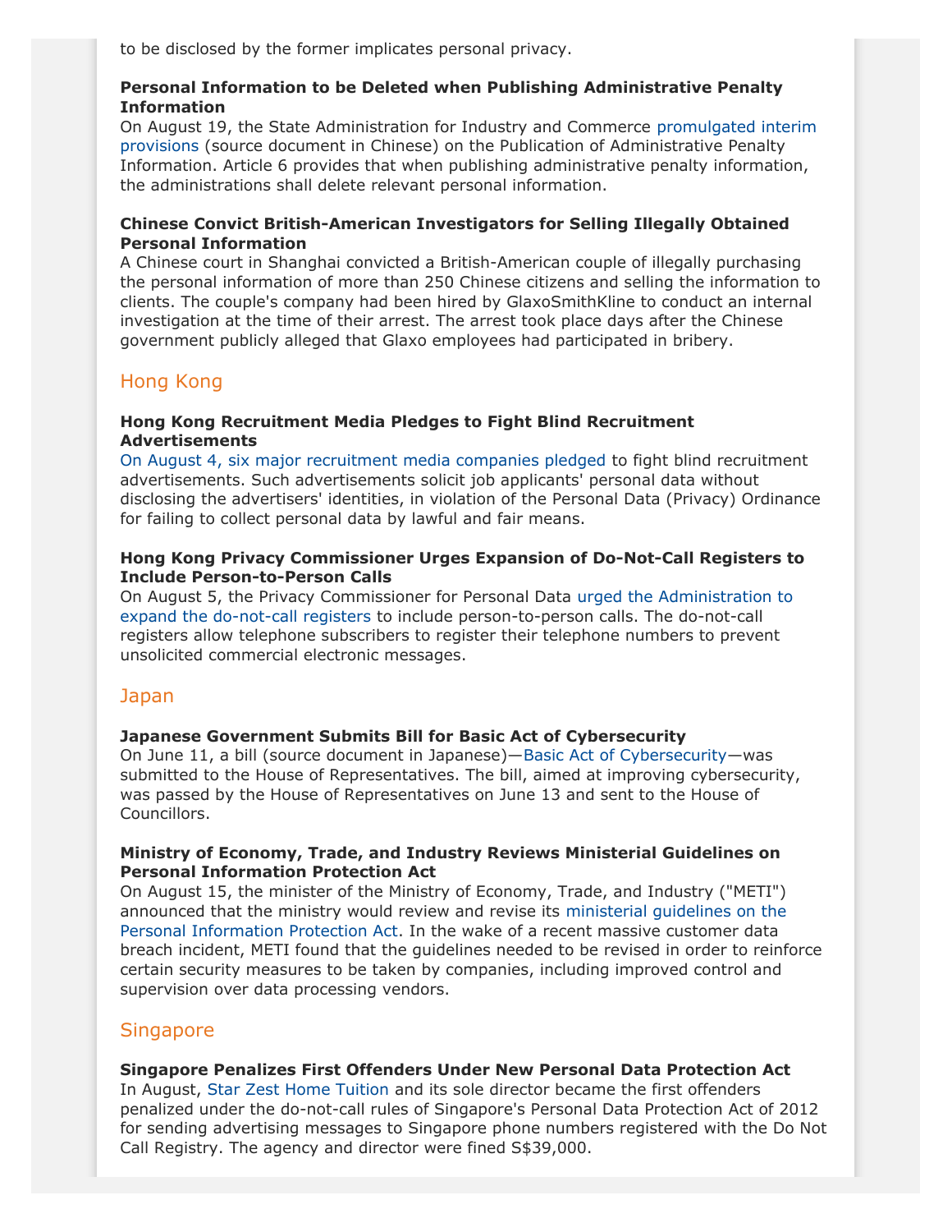to be disclosed by the former implicates personal privacy.

**Personal Information to be Deleted when Publishing Administrative Penalty Information**

On August 19, the State Administration for Industry and Commerce promulgated interim provisions (source document in Chinese) on the Publication of Administrative Penalty Information. Article 6 provides that when publishing administrative penalty information, the administrations shall delete relevant personal information.

**Chinese Convict British-American Investigators for Selling Illegally Obtained Personal Information**

A Chinese court in Shanghai convicted a British-American couple of illegally purchasing the personal information of more than 250 Chinese citizens and selling the information to clients. The couple's company had been hired by GlaxoSmithKline to conduct an internal investigation at the time of their arrest. The arrest took place days after the Chinese government publicly alleged that Glaxo employees had participated in bribery.

## Hong Kong

**Hong Kong Recruitment Media Pledges to Fight Blind Recruitment Advertisements**

On August 4, six major recruitment media companies pledged to fight blind recruitment advertisements. Such advertisements solicit job applicants' personal data without disclosing the advertisers' identities, in violation of the Personal Data (Privacy) Ordinance for failing to collect personal data by lawful and fair means.

**Hong Kong Privacy Commissioner Urges Expansion of Do-Not-Call Registers to Include Person-to-Person Calls**

On August 5, the Privacy Commissioner for Personal Data urged the Administration to expand the do-not-call registers to include person-to-person calls. The do-not-call registers allow telephone subscribers to register their telephone numbers to prevent unsolicited commercial electronic messages.

## Japan

**Japanese Government Submits Bill for Basic Act of Cybersecurity**

On June 11, a bill (source document in Japanese)—Basic Act of Cybersecurity—was submitted to the House of Representatives. The bill, aimed at improving cybersecurity, was passed by the House of Representatives on June 13 and sent to the House of Councillors.

**Ministry of Economy, Trade, and Industry Reviews Ministerial Guidelines on Personal Information Protection Act**

On August 15, the minister of the Ministry of Economy, Trade, and Industry ("METI") announced that the ministry would review and revise its ministerial guidelines on the Personal Information Protection Act. In the wake of a recent massive customer data breach incident, METI found that the guidelines needed to be revised in order to reinforce certain security measures to be taken by companies, including improved control and supervision over data processing vendors.

## Singapore

**Singapore Penalizes First Offenders Under New Personal Data Protection Act**

In August, Star Zest Home Tuition and its sole director became the first offenders penalized under the do-not-call rules of Singapore's Personal Data Protection Act of 2012 for sending advertising messages to Singapore phone numbers registered with the Do Not Call Registry. The agency and director were fined S$39,000.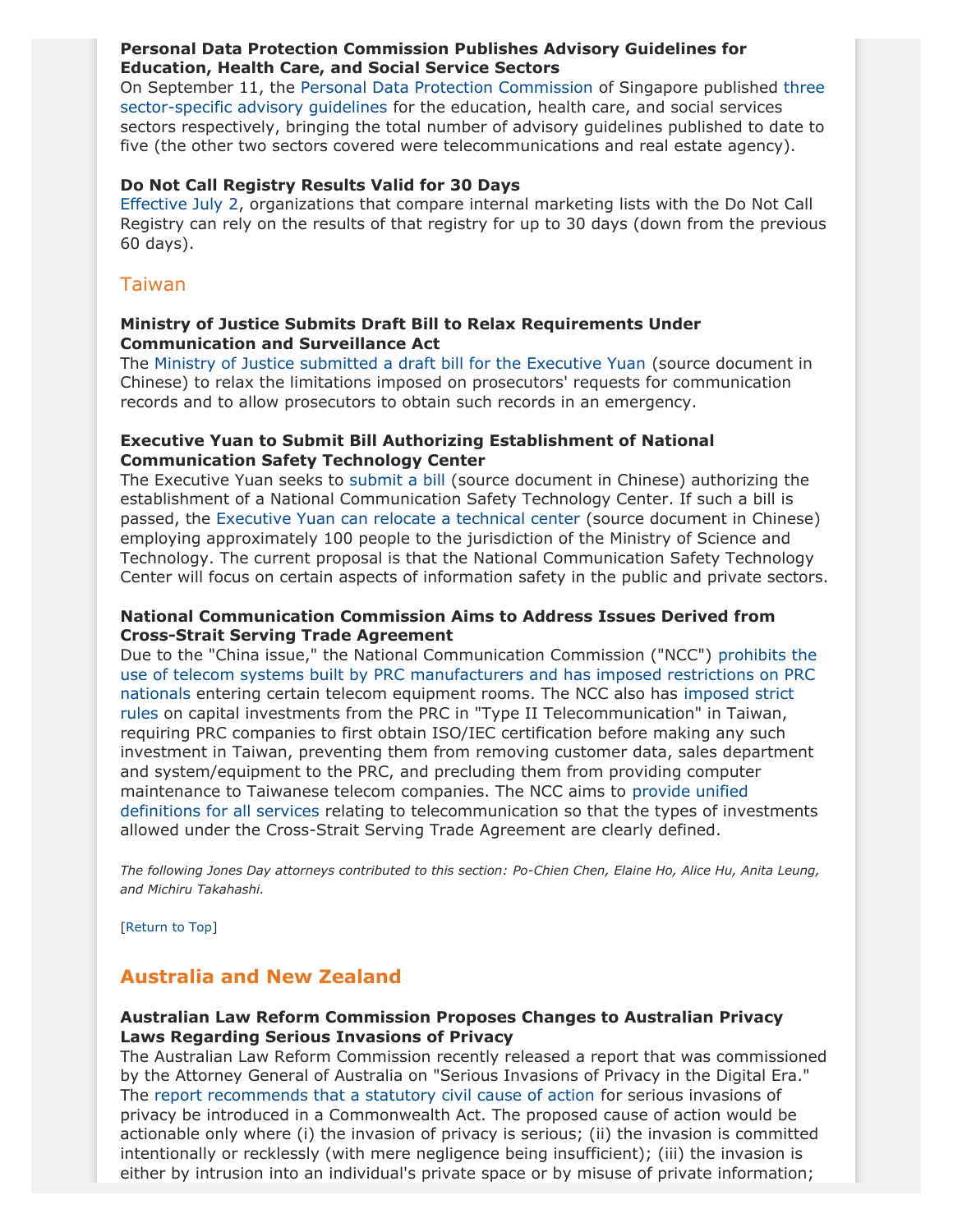**Personal Data Protection Commission Publishes Advisory Guidelines for Education, Health Care, and Social Service Sectors**
On September 11, the Personal Data Protection Commission of Singapore published three sector-specific advisory guidelines for the education, health care, and social services sectors respectively, bringing the total number of advisory guidelines published to date to five (the other two sectors covered were telecommunications and real estate agency).

**Do Not Call Registry Results Valid for 30 Days**
Effective July 2, organizations that compare internal marketing lists with the Do Not Call Registry can rely on the results of that registry for up to 30 days (down from the previous 60 days).

### Taiwan

**Ministry of Justice Submits Draft Bill to Relax Requirements Under Communication and Surveillance Act**
The Ministry of Justice submitted a draft bill for the Executive Yuan (source document in Chinese) to relax the limitations imposed on prosecutors' requests for communication records and to allow prosecutors to obtain such records in an emergency.

**Executive Yuan to Submit Bill Authorizing Establishment of National Communication Safety Technology Center**
The Executive Yuan seeks to submit a bill (source document in Chinese) authorizing the establishment of a National Communication Safety Technology Center. If such a bill is passed, the Executive Yuan can relocate a technical center (source document in Chinese) employing approximately 100 people to the jurisdiction of the Ministry of Science and Technology. The current proposal is that the National Communication Safety Technology Center will focus on certain aspects of information safety in the public and private sectors.

**National Communication Commission Aims to Address Issues Derived from Cross-Strait Serving Trade Agreement**
Due to the "China issue," the National Communication Commission ("NCC") prohibits the use of telecom systems built by PRC manufacturers and has imposed restrictions on PRC nationals entering certain telecom equipment rooms. The NCC also has imposed strict rules on capital investments from the PRC in "Type II Telecommunication" in Taiwan, requiring PRC companies to first obtain ISO/IEC certification before making any such investment in Taiwan, preventing them from removing customer data, sales department and system/equipment to the PRC, and precluding them from providing computer maintenance to Taiwanese telecom companies. The NCC aims to provide unified definitions for all services relating to telecommunication so that the types of investments allowed under the Cross-Strait Serving Trade Agreement are clearly defined.

*The following Jones Day attorneys contributed to this section: Po-Chien Chen, Elaine Ho, Alice Hu, Anita Leung, and Michiru Takahashi.*

[Return to Top]

## Australia and New Zealand

**Australian Law Reform Commission Proposes Changes to Australian Privacy Laws Regarding Serious Invasions of Privacy**
The Australian Law Reform Commission recently released a report that was commissioned by the Attorney General of Australia on "Serious Invasions of Privacy in the Digital Era." The report recommends that a statutory civil cause of action for serious invasions of privacy be introduced in a Commonwealth Act. The proposed cause of action would be actionable only where (i) the invasion of privacy is serious; (ii) the invasion is committed intentionally or recklessly (with mere negligence being insufficient); (iii) the invasion is either by intrusion into an individual's private space or by misuse of private information;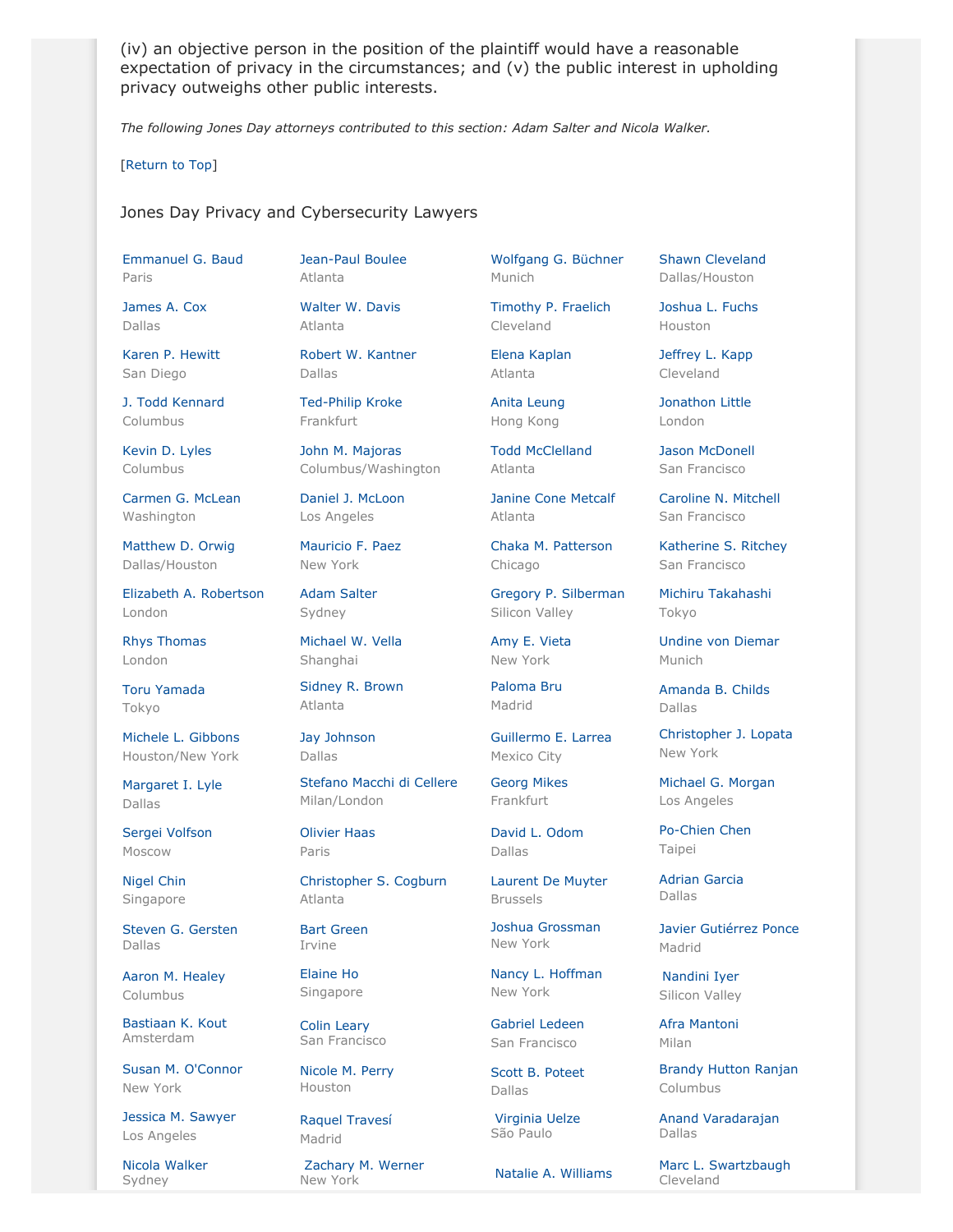(iv) an objective person in the position of the plaintiff would have a reasonable expectation of privacy in the circumstances; and (v) the public interest in upholding privacy outweighs other public interests.

*The following Jones Day attorneys contributed to this section: Adam Salter and Nicola Walker.*

[Return to Top]

## Jones Day Privacy and Cybersecurity Lawyers

| | | | |
|---|---|---|---|
| Emmanuel G. Baud<br>Paris | Jean-Paul Boulee<br>Atlanta | Wolfgang G. Büchner<br>Munich | Shawn Cleveland<br>Dallas/Houston |
| James A. Cox<br>Dallas | Walter W. Davis<br>Atlanta | Timothy P. Fraelich<br>Cleveland | Joshua L. Fuchs<br>Houston |
| Karen P. Hewitt<br>San Diego | Robert W. Kantner<br>Dallas | Elena Kaplan<br>Atlanta | Jeffrey L. Kapp<br>Cleveland |
| J. Todd Kennard<br>Columbus | Ted-Philip Kroke<br>Frankfurt | Anita Leung<br>Hong Kong | Jonathon Little<br>London |
| Kevin D. Lyles<br>Columbus | John M. Majoras<br>Columbus/Washington | Todd McClelland<br>Atlanta | Jason McDonell<br>San Francisco |
| Carmen G. McLean<br>Washington | Daniel J. McLoon<br>Los Angeles | Janine Cone Metcalf<br>Atlanta | Caroline N. Mitchell<br>San Francisco |
| Matthew D. Orwig<br>Dallas/Houston | Mauricio F. Paez<br>New York | Chaka M. Patterson<br>Chicago | Katherine S. Ritchey<br>San Francisco |
| Elizabeth A. Robertson<br>London | Adam Salter<br>Sydney | Gregory P. Silberman<br>Silicon Valley | Michiru Takahashi<br>Tokyo |
| Rhys Thomas<br>London | Michael W. Vella<br>Shanghai | Amy E. Vieta<br>New York | Undine von Diemar<br>Munich |
| Toru Yamada<br>Tokyo | Sidney R. Brown<br>Atlanta | Paloma Bru<br>Madrid | Amanda B. Childs<br>Dallas |
| Michele L. Gibbons<br>Houston/New York | Jay Johnson<br>Dallas | Guillermo E. Larrea<br>Mexico City | Christopher J. Lopata<br>New York |
| Margaret I. Lyle<br>Dallas | Stefano Macchi di Cellere<br>Milan/London | Georg Mikes<br>Frankfurt | Michael G. Morgan<br>Los Angeles |
| Sergei Volfson<br>Moscow | Olivier Haas<br>Paris | David L. Odom<br>Dallas | Po-Chien Chen<br>Taipei |
| Nigel Chin<br>Singapore | Christopher S. Cogburn<br>Atlanta | Laurent De Muyter<br>Brussels | Adrian Garcia<br>Dallas |
| Steven G. Gersten<br>Dallas | Bart Green<br>Irvine | Joshua Grossman<br>New York | Javier Gutiérrez Ponce<br>Madrid |
| Aaron M. Healey<br>Columbus | Elaine Ho<br>Singapore | Nancy L. Hoffman<br>New York | Nandini Iyer<br>Silicon Valley |
| Bastiaan K. Kout<br>Amsterdam | Colin Leary<br>San Francisco | Gabriel Ledeen<br>San Francisco | Afra Mantoni<br>Milan |
| Susan M. O'Connor<br>New York | Nicole M. Perry<br>Houston | Scott B. Poteet<br>Dallas | Brandy Hutton Ranjan<br>Columbus |
| Jessica M. Sawyer<br>Los Angeles | Raquel Travesí<br>Madrid | Virginia Uelze<br>São Paulo | Anand Varadarajan<br>Dallas |
| Nicola Walker<br>Sydney | Zachary M. Werner<br>New York | Natalie A. Williams | Marc L. Swartzbaugh<br>Cleveland |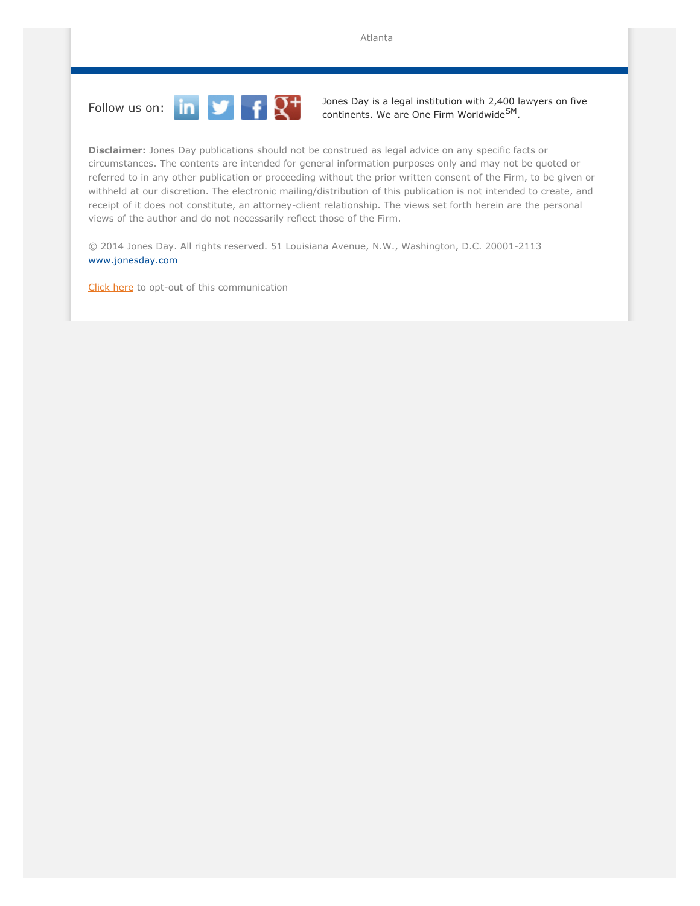Atlanta

Follow us on:

Jones Day is a legal institution with 2,400 lawyers on five continents. We are One Firm Worldwide[SM].

**Disclaimer:** Jones Day publications should not be construed as legal advice on any specific facts or circumstances. The contents are intended for general information purposes only and may not be quoted or referred to in any other publication or proceeding without the prior written consent of the Firm, to be given or withheld at our discretion. The electronic mailing/distribution of this publication is not intended to create, and receipt of it does not constitute, an attorney-client relationship. The views set forth herein are the personal views of the author and do not necessarily reflect those of the Firm.

© 2014 Jones Day. All rights reserved. 51 Louisiana Avenue, N.W., Washington, D.C. 20001-2113
www.jonesday.com

Click here to opt-out of this communication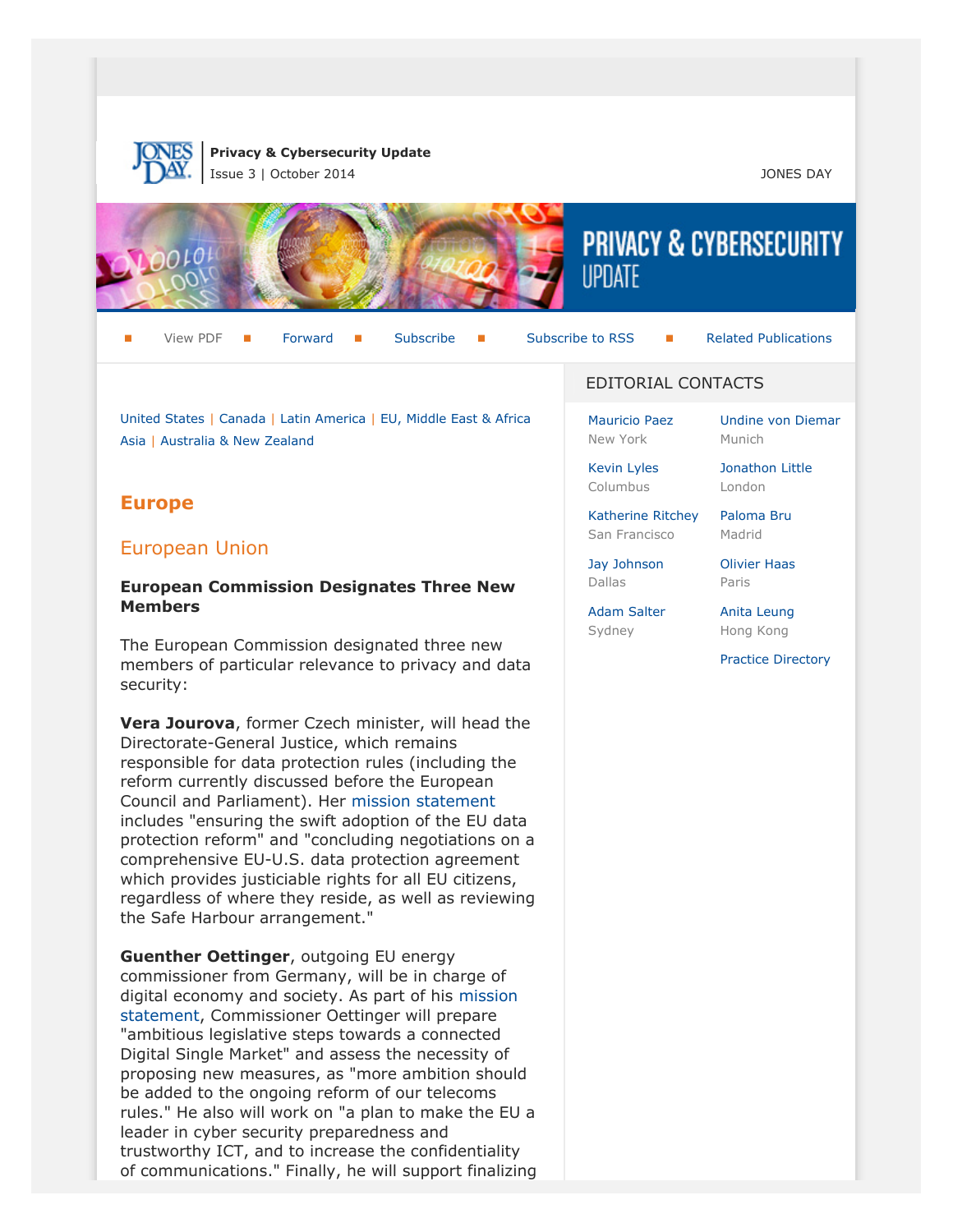**Privacy & Cybersecurity Update**
Issue 3 | October 2014

JONES DAY

View PDF | Forward | Subscribe | Subscribe to RSS | Related Publications

United States | Canada | Latin America | EU, Middle East & Africa
Asia | Australia & New Zealand

# Europe

## European Union

### European Commission Designates Three New Members

The European Commission designated three new members of particular relevance to privacy and data security:

**Vera Jourova**, former Czech minister, will head the Directorate-General Justice, which remains responsible for data protection rules (including the reform currently discussed before the European Council and Parliament). Her mission statement includes "ensuring the swift adoption of the EU data protection reform" and "concluding negotiations on a comprehensive EU-U.S. data protection agreement which provides justiciable rights for all EU citizens, regardless of where they reside, as well as reviewing the Safe Harbour arrangement."

**Guenther Oettinger**, outgoing EU energy commissioner from Germany, will be in charge of digital economy and society. As part of his mission statement, Commissioner Oettinger will prepare "ambitious legislative steps towards a connected Digital Single Market" and assess the necessity of proposing new measures, as "more ambition should be added to the ongoing reform of our telecoms rules." He also will work on "a plan to make the EU a leader in cyber security preparedness and trustworthy ICT, and to increase the confidentiality of communications." Finally, he will support finalizing

## EDITORIAL CONTACTS

Mauricio Paez
New York

Kevin Lyles
Columbus

Katherine Ritchey
San Francisco

Jay Johnson
Dallas

Adam Salter
Sydney

Undine von Diemar
Munich

Jonathon Little
London

Paloma Bru
Madrid

Olivier Haas
Paris

Anita Leung
Hong Kong

Practice Directory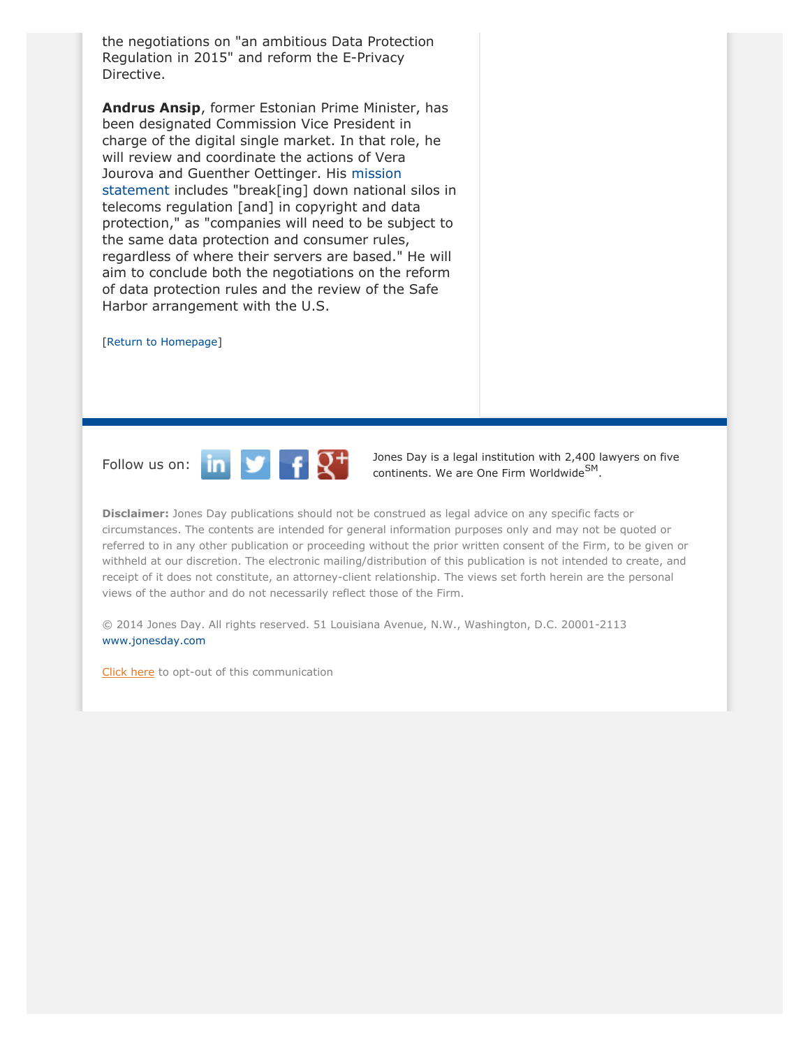the negotiations on "an ambitious Data Protection Regulation in 2015" and reform the E-Privacy Directive.

**Andrus Ansip**, former Estonian Prime Minister, has been designated Commission Vice President in charge of the digital single market. In that role, he will review and coordinate the actions of Vera Jourova and Guenther Oettinger. His mission statement includes "break[ing] down national silos in telecoms regulation [and] in copyright and data protection," as "companies will need to be subject to the same data protection and consumer rules, regardless of where their servers are based." He will aim to conclude both the negotiations on the reform of data protection rules and the review of the Safe Harbor arrangement with the U.S.

[Return to Homepage]

Follow us on:

Jones Day is a legal institution with 2,400 lawyers on five continents. We are One Firm Worldwide℠.

**Disclaimer:** Jones Day publications should not be construed as legal advice on any specific facts or circumstances. The contents are intended for general information purposes only and may not be quoted or referred to in any other publication or proceeding without the prior written consent of the Firm, to be given or withheld at our discretion. The electronic mailing/distribution of this publication is not intended to create, and receipt of it does not constitute, an attorney-client relationship. The views set forth herein are the personal views of the author and do not necessarily reflect those of the Firm.

© 2014 Jones Day. All rights reserved. 51 Louisiana Avenue, N.W., Washington, D.C. 20001-2113
www.jonesday.com

Click here to opt-out of this communication